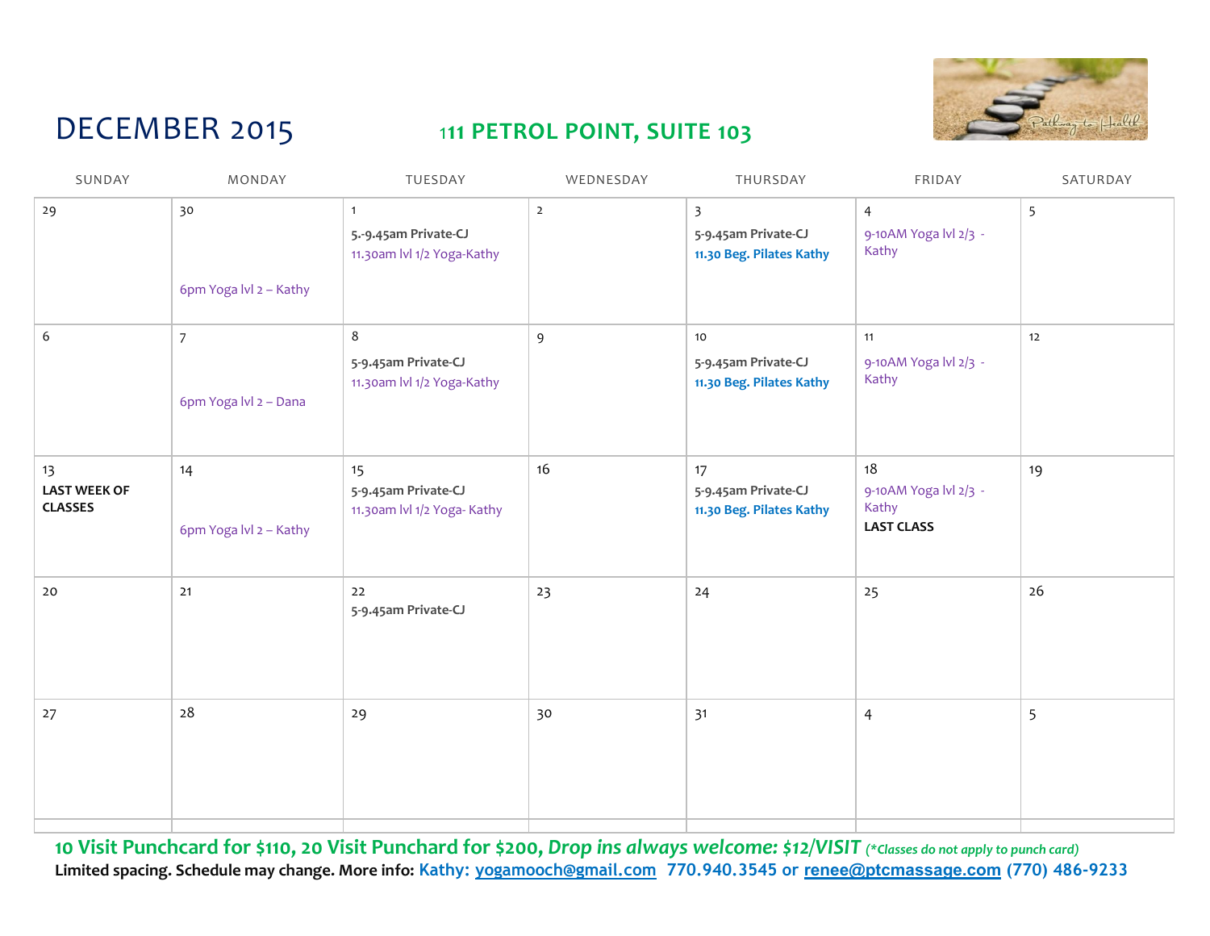# DECEMBER 2015

## 111 PETROL POINT, SUITE 103

| SUNDAY | MONDAY | TUESDAY | WEDNESDAY | THURSDAY | FRIDAY | SATURDAY |
|---|---|---|---|---|---|---|
| 29 | 30<br><br>6pm Yoga lvl 2 – Kathy | 1<br>**5.-9.45am Private-CJ**<br>11.30am lvl 1/2 Yoga-Kathy | 2 | 3<br>**5-9.45am Private-CJ**<br>**11.30 Beg. Pilates Kathy** | 4<br>9-10AM Yoga lvl 2/3 - Kathy | 5 |
| 6 | 7<br><br>6pm Yoga lvl 2 – Dana | 8<br>**5-9.45am Private-CJ**<br>11.30am lvl 1/2 Yoga-Kathy | 9 | 10<br>**5-9.45am Private-CJ**<br>**11.30 Beg. Pilates Kathy** | 11<br>9-10AM Yoga lvl 2/3 - Kathy | 12 |
| 13<br>**LAST WEEK OF CLASSES** | 14<br><br>6pm Yoga lvl 2 – Kathy | 15<br>**5-9.45am Private-CJ**<br>11.30am lvl 1/2 Yoga- Kathy | 16 | 17<br>**5-9.45am Private-CJ**<br>**11.30 Beg. Pilates Kathy** | 18<br>9-10AM Yoga lvl 2/3 - Kathy<br>**LAST CLASS** | 19 |
| 20 | 21 | 22<br>**5-9.45am Private-CJ** | 23 | 24 | 25 | 26 |
| 27 | 28 | 29 | 30 | 31 | 4 | 5 |

**10 Visit Punchcard for $110, 20 Visit Punchard for $200,** ***Drop ins always welcome: $12/VISIT*** *(\*Classes do not apply to punch card)*

**Limited spacing. Schedule may change. More info: Kathy: yogamooch@gmail.com 770.940.3545 or renee@ptcmassage.com (770) 486-9233**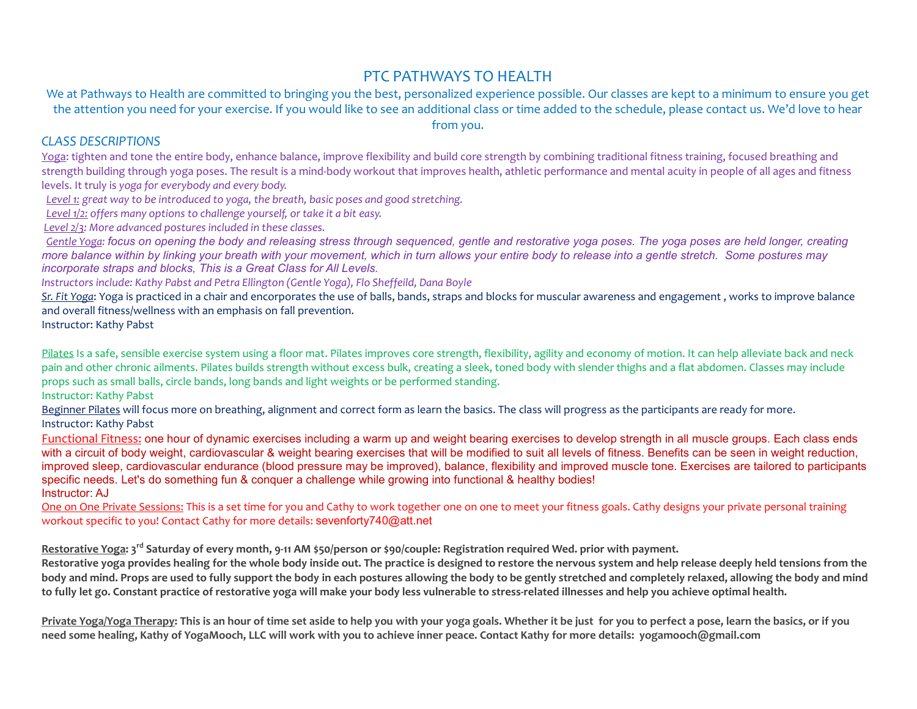# PTC PATHWAYS TO HEALTH

We at Pathways to Health are committed to bringing you the best, personalized experience possible. Our classes are kept to a minimum to ensure you get the attention you need for your exercise. If you would like to see an additional class or time added to the schedule, please contact us. We'd love to hear from you.

## *CLASS DESCRIPTIONS*

Yoga: tighten and tone the entire body, enhance balance, improve flexibility and build core strength by combining traditional fitness training, focused breathing and strength building through yoga poses. The result is a mind-body workout that improves health, athletic performance and mental acuity in people of all ages and fitness levels. It truly is *yoga for everybody and every body.*

*Level 1: great way to be introduced to yoga, the breath, basic poses and good stretching.*

*Level 1/2: offers many options to challenge yourself, or take it a bit easy.*

*Level 2/3: More advanced postures included in these classes.*

*Gentle Yoga: focus on opening the body and releasing stress through sequenced, gentle and restorative yoga poses. The yoga poses are held longer, creating more balance within by linking your breath with your movement, which in turn allows your entire body to release into a gentle stretch. Some postures may incorporate straps and blocks, This is a Great Class for All Levels.*

*Instructors include: Kathy Pabst and Petra Ellington (Gentle Yoga), Flo Sheffeild, Dana Boyle*

*Sr. Fit Yoga*: Yoga is practiced in a chair and encorporates the use of balls, bands, straps and blocks for muscular awareness and engagement , works to improve balance and overall fitness/wellness with an emphasis on fall prevention.
Instructor: Kathy Pabst

Pilates Is a safe, sensible exercise system using a floor mat. Pilates improves core strength, flexibility, agility and economy of motion. It can help alleviate back and neck pain and other chronic ailments. Pilates builds strength without excess bulk, creating a sleek, toned body with slender thighs and a flat abdomen. Classes may include props such as small balls, circle bands, long bands and light weights or be performed standing.
Instructor: Kathy Pabst

Beginner Pilates will focus more on breathing, alignment and correct form as learn the basics. The class will progress as the participants are ready for more.
Instructor: Kathy Pabst

Functional Fitness: one hour of dynamic exercises including a warm up and weight bearing exercises to develop strength in all muscle groups. Each class ends with a circuit of body weight, cardiovascular & weight bearing exercises that will be modified to suit all levels of fitness. Benefits can be seen in weight reduction, improved sleep, cardiovascular endurance (blood pressure may be improved), balance, flexibility and improved muscle tone. Exercises are tailored to participants specific needs. Let's do something fun & conquer a challenge while growing into functional & healthy bodies!
Instructor: AJ

One on One Private Sessions: This is a set time for you and Cathy to work together one on one to meet your fitness goals. Cathy designs your private personal training workout specific to you! Contact Cathy for more details: sevenforty740@att.net

**Restorative Yoga: 3rd Saturday of every month, 9-11 AM $50/person or $90/couple: Registration required Wed. prior with payment.**
**Restorative yoga provides healing for the whole body inside out. The practice is designed to restore the nervous system and help release deeply held tensions from the body and mind. Props are used to fully support the body in each postures allowing the body to be gently stretched and completely relaxed, allowing the body and mind to fully let go. Constant practice of restorative yoga will make your body less vulnerable to stress-related illnesses and help you achieve optimal health.**

**Private Yoga/Yoga Therapy: This is an hour of time set aside to help you with your yoga goals. Whether it be just for you to perfect a pose, learn the basics, or if you need some healing, Kathy of YogaMooch, LLC will work with you to achieve inner peace. Contact Kathy for more details: yogamooch@gmail.com**